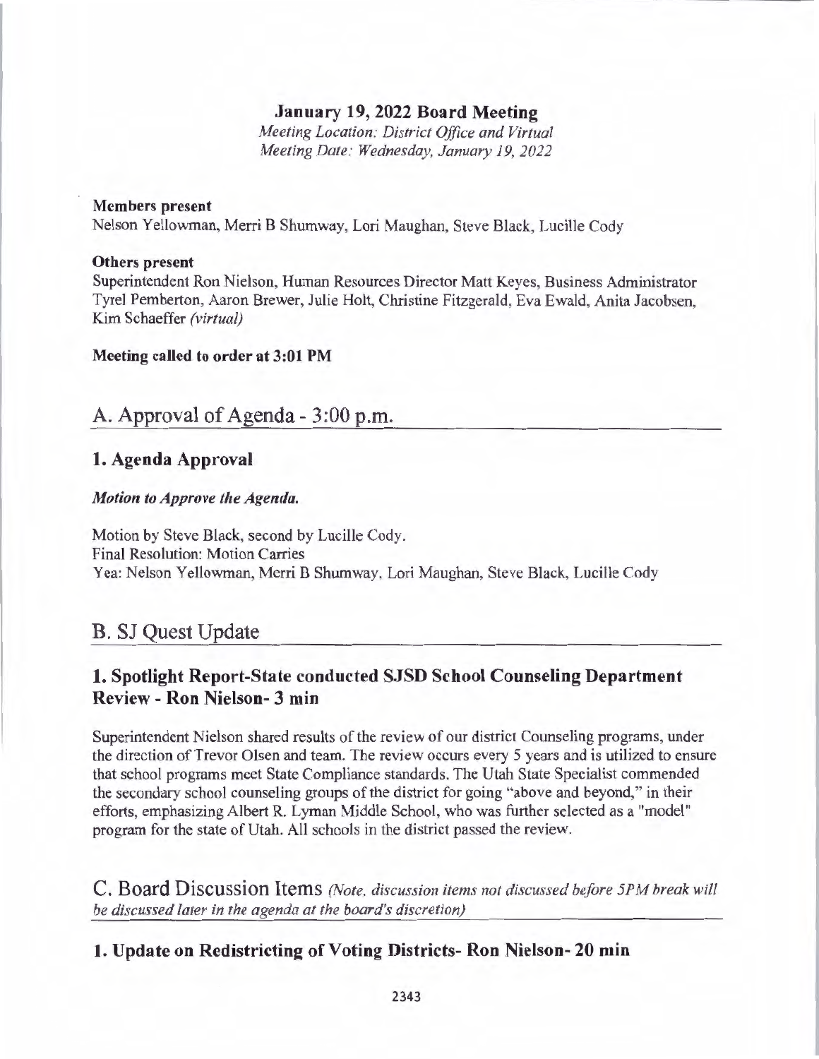# January 19, 2022 Board Meeting

*Meeting Location: District Office and Virtual*
*Meeting Date: Wednesday, January 19, 2022*

**Members present**
Nelson Yellowman, Merri B Shumway, Lori Maughan, Steve Black, Lucille Cody

**Others present**
Superintendent Ron Nielson, Human Resources Director Matt Keyes, Business Administrator Tyrel Pemberton, Aaron Brewer, Julie Holt, Christine Fitzgerald, Eva Ewald, Anita Jacobsen, Kim Schaeffer *(virtual)*

**Meeting called to order at 3:01 PM**

## A. Approval of Agenda - 3:00 p.m.

### 1. Agenda Approval

***Motion to Approve the Agenda.***

Motion by Steve Black, second by Lucille Cody.
Final Resolution: Motion Carries
Yea: Nelson Yellowman, Merri B Shumway, Lori Maughan, Steve Black, Lucille Cody

## B. SJ Quest Update

### 1. Spotlight Report-State conducted SJSD School Counseling Department Review - Ron Nielson- 3 min

Superintendent Nielson shared results of the review of our district Counseling programs, under the direction of Trevor Olsen and team. The review occurs every 5 years and is utilized to ensure that school programs meet State Compliance standards. The Utah State Specialist commended the secondary school counseling groups of the district for going "above and beyond," in their efforts, emphasizing Albert R. Lyman Middle School, who was further selected as a "model" program for the state of Utah. All schools in the district passed the review.

## C. Board Discussion Items *(Note, discussion items not discussed before 5PM break will be discussed later in the agenda at the board's discretion)*

### 1. Update on Redistricting of Voting Districts- Ron Nielson- 20 min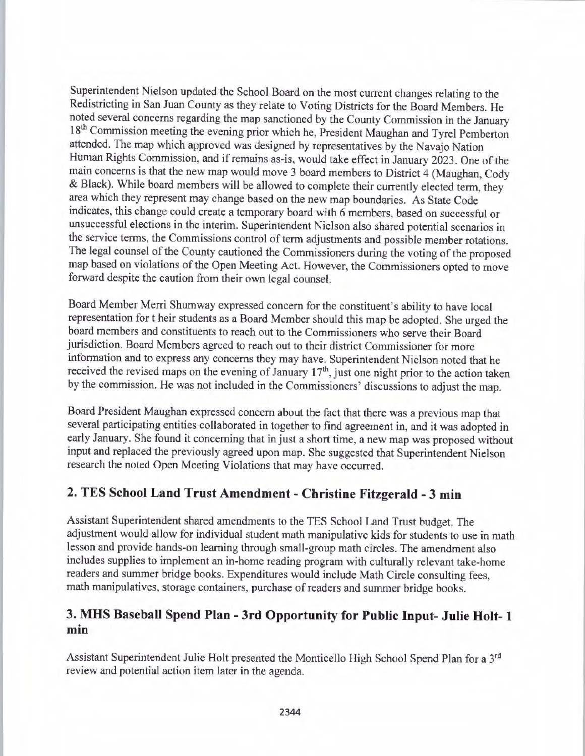Superintendent Nielson updated the School Board on the most current changes relating to the Redistricting in San Juan County as they relate to Voting Districts for the Board Members. He noted several concerns regarding the map sanctioned by the County Commission in the January 18th Commission meeting the evening prior which he, President Maughan and Tyrel Pemberton attended. The map which approved was designed by representatives by the Navajo Nation Human Rights Commission, and if remains as-is, would take effect in January 2023. One of the main concerns is that the new map would move 3 board members to District 4 (Maughan, Cody & Black). While board members will be allowed to complete their currently elected term, they area which they represent may change based on the new map boundaries. As State Code indicates, this change could create a temporary board with 6 members, based on successful or unsuccessful elections in the interim. Superintendent Nielson also shared potential scenarios in the service terms, the Commissions control of term adjustments and possible member rotations. The legal counsel of the County cautioned the Commissioners during the voting of the proposed map based on violations of the Open Meeting Act. However, the Commissioners opted to move forward despite the caution from their own legal counsel.

Board Member Merri Shumway expressed concern for the constituent's ability to have local representation for t heir students as a Board Member should this map be adopted. She urged the board members and constituents to reach out to the Commissioners who serve their Board jurisdiction. Board Members agreed to reach out to their district Commissioner for more information and to express any concerns they may have. Superintendent Nielson noted that he received the revised maps on the evening of January 17th, just one night prior to the action taken by the commission. He was not included in the Commissioners' discussions to adjust the map.

Board President Maughan expressed concern about the fact that there was a previous map that several participating entities collaborated in together to find agreement in, and it was adopted in early January. She found it concerning that in just a short time, a new map was proposed without input and replaced the previously agreed upon map. She suggested that Superintendent Nielson research the noted Open Meeting Violations that may have occurred.

## 2. TES School Land Trust Amendment - Christine Fitzgerald - 3 min

Assistant Superintendent shared amendments to the TES School Land Trust budget. The adjustment would allow for individual student math manipulative kids for students to use in math lesson and provide hands-on learning through small-group math circles. The amendment also includes supplies to implement an in-home reading program with culturally relevant take-home readers and summer bridge books. Expenditures would include Math Circle consulting fees, math manipulatives, storage containers, purchase of readers and summer bridge books.

## 3. MHS Baseball Spend Plan - 3rd Opportunity for Public Input- Julie Holt- 1 min

Assistant Superintendent Julie Holt presented the Monticello High School Spend Plan for a 3rd review and potential action item later in the agenda.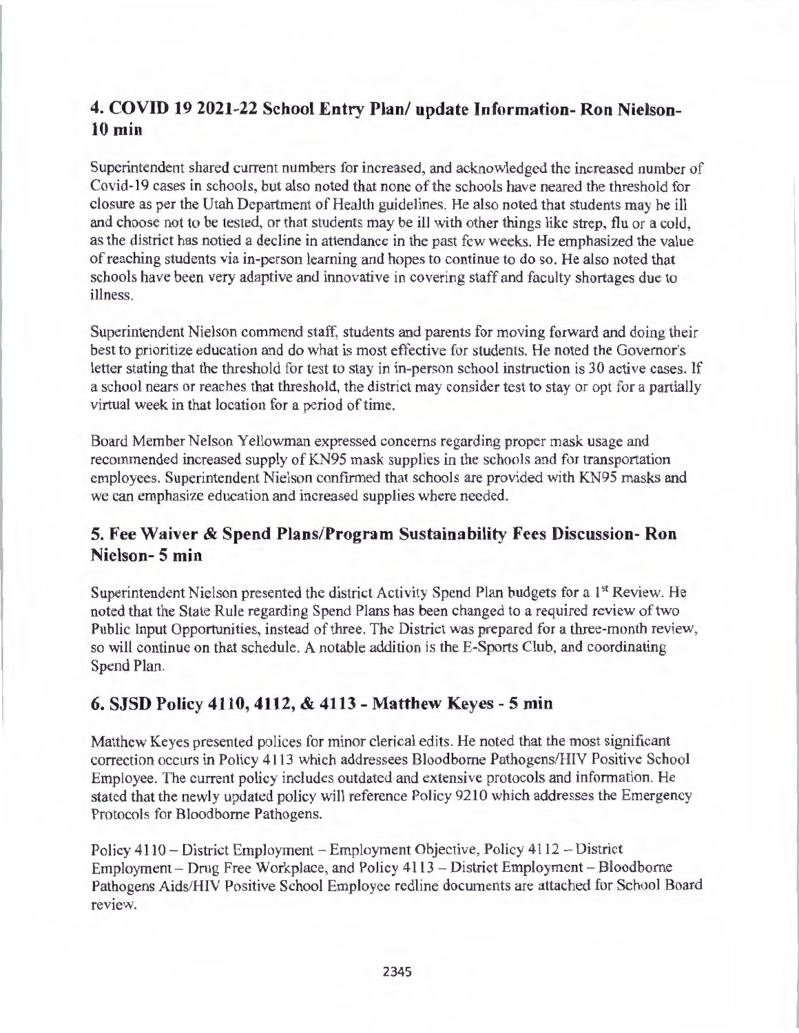## 4. COVID 19 2021-22 School Entry Plan/ update Information- Ron Nielson- 10 min

Superintendent shared current numbers for increased, and acknowledged the increased number of Covid-19 cases in schools, but also noted that none of the schools have neared the threshold for closure as per the Utah Department of Health guidelines. He also noted that students may he ill and choose not to be tested, or that students may be ill with other things like strep, flu or a cold, as the district has notied a decline in attendance in the past few weeks. He emphasized the value of reaching students via in-person learning and hopes to continue to do so. He also noted that schools have been very adaptive and innovative in covering staff and faculty shortages due to illness.

Superintendent Nielson commend staff, students and parents for moving forward and doing their best to prioritize education and do what is most effective for students. He noted the Governor's letter stating that the threshold for test to stay in in-person school instruction is 30 active cases. If a school nears or reaches that threshold, the district may consider test to stay or opt for a partially virtual week in that location for a period of time.

Board Member Nelson Yellowman expressed concerns regarding proper mask usage and recommended increased supply of KN95 mask supplies in the schools and for transportation employees. Superintendent Nielson confirmed that schools are provided with KN95 masks and we can emphasize education and increased supplies where needed.

## 5. Fee Waiver & Spend Plans/Program Sustainability Fees Discussion- Ron Nielson- 5 min

Superintendent Nielson presented the district Activity Spend Plan budgets for a 1st Review. He noted that the State Rule regarding Spend Plans has been changed to a required review of two Public Input Opportunities, instead of three. The District was prepared for a three-month review, so will continue on that schedule. A notable addition is the E-Sports Club, and coordinating Spend Plan.

## 6. SJSD Policy 4110, 4112, & 4113 - Matthew Keyes - 5 min

Matthew Keyes presented polices for minor clerical edits. He noted that the most significant correction occurs in Policy 4113 which addressees Bloodborne Pathogens/HIV Positive School Employee. The current policy includes outdated and extensive protocols and information. He stated that the newly updated policy will reference Policy 9210 which addresses the Emergency Protocols for Bloodborne Pathogens.

Policy 4110 – District Employment – Employment Objective, Policy 4112 – District Employment – Drug Free Workplace, and Policy 4113 – District Employment – Bloodborne Pathogens Aids/HIV Positive School Employee redline documents are attached for School Board review.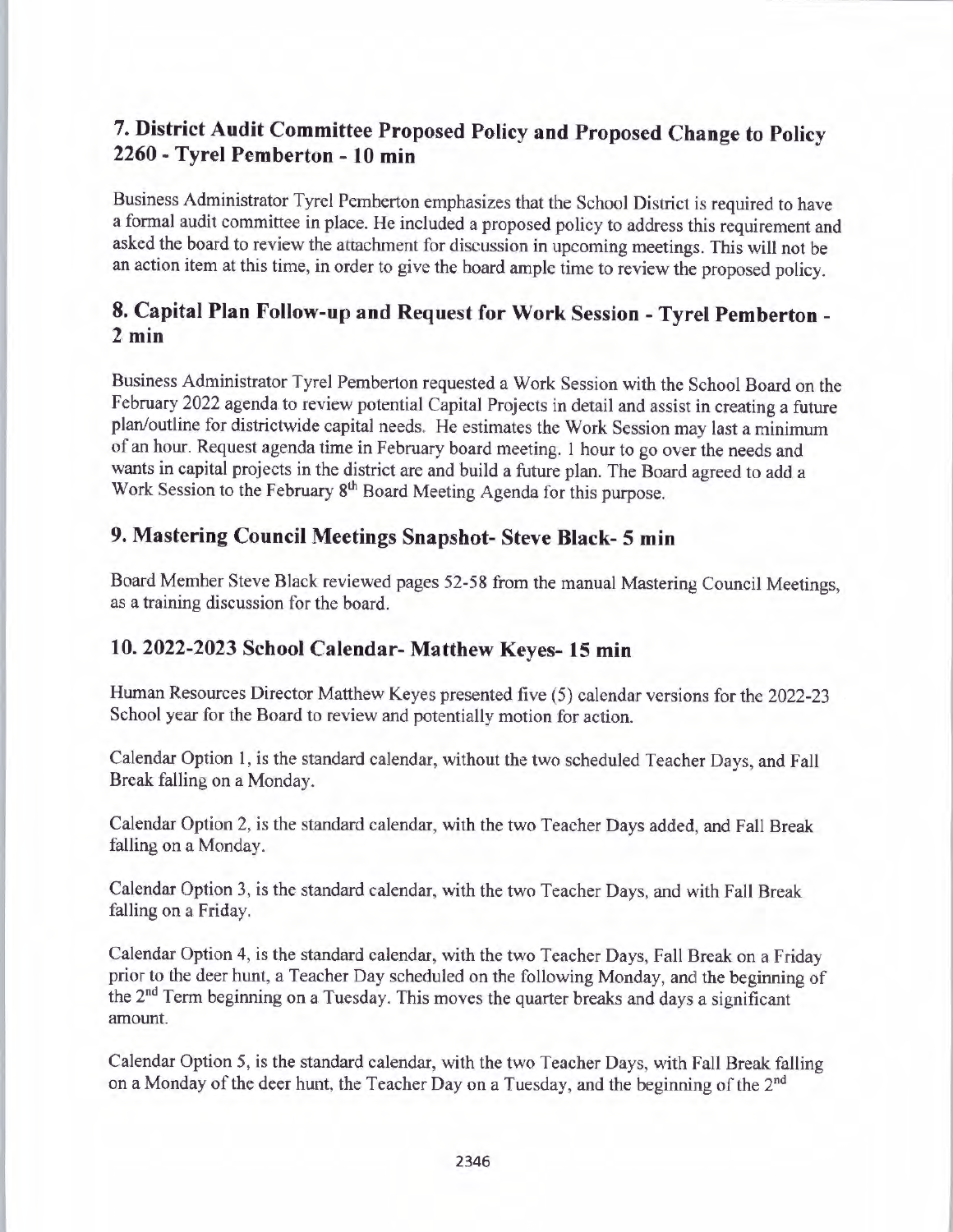## 7. District Audit Committee Proposed Policy and Proposed Change to Policy 2260 - Tyrel Pemberton - 10 min

Business Administrator Tyrel Pemberton emphasizes that the School District is required to have a formal audit committee in place. He included a proposed policy to address this requirement and asked the board to review the attachment for discussion in upcoming meetings. This will not be an action item at this time, in order to give the board ample time to review the proposed policy.

## 8. Capital Plan Follow-up and Request for Work Session - Tyrel Pemberton - 2 min

Business Administrator Tyrel Pemberton requested a Work Session with the School Board on the February 2022 agenda to review potential Capital Projects in detail and assist in creating a future plan/outline for districtwide capital needs. He estimates the Work Session may last a minimum of an hour. Request agenda time in February board meeting. 1 hour to go over the needs and wants in capital projects in the district are and build a future plan. The Board agreed to add a Work Session to the February 8th Board Meeting Agenda for this purpose.

## 9. Mastering Council Meetings Snapshot- Steve Black- 5 min

Board Member Steve Black reviewed pages 52-58 from the manual Mastering Council Meetings, as a training discussion for the board.

## 10. 2022-2023 School Calendar- Matthew Keyes- 15 min

Human Resources Director Matthew Keyes presented five (5) calendar versions for the 2022-23 School year for the Board to review and potentially motion for action.

Calendar Option 1, is the standard calendar, without the two scheduled Teacher Days, and Fall Break falling on a Monday.

Calendar Option 2, is the standard calendar, with the two Teacher Days added, and Fall Break falling on a Monday.

Calendar Option 3, is the standard calendar, with the two Teacher Days, and with Fall Break falling on a Friday.

Calendar Option 4, is the standard calendar, with the two Teacher Days, Fall Break on a Friday prior to the deer hunt, a Teacher Day scheduled on the following Monday, and the beginning of the 2nd Term beginning on a Tuesday. This moves the quarter breaks and days a significant amount.

Calendar Option 5, is the standard calendar, with the two Teacher Days, with Fall Break falling on a Monday of the deer hunt, the Teacher Day on a Tuesday, and the beginning of the 2nd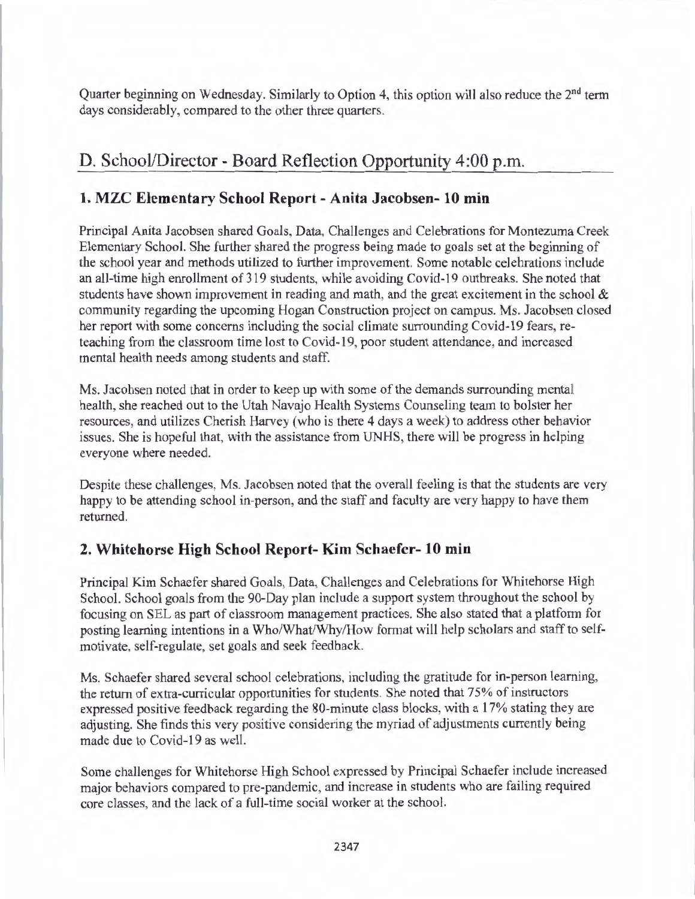Quarter beginning on Wednesday. Similarly to Option 4, this option will also reduce the 2nd term days considerably, compared to the other three quarters.

## D. School/Director - Board Reflection Opportunity 4:00 p.m.

### 1. MZC Elementary School Report - Anita Jacobsen- 10 min

Principal Anita Jacobsen shared Goals, Data, Challenges and Celebrations for Montezuma Creek Elementary School. She further shared the progress being made to goals set at the beginning of the school year and methods utilized to further improvement. Some notable celebrations include an all-time high enrollment of 319 students, while avoiding Covid-19 outbreaks. She noted that students have shown improvement in reading and math, and the great excitement in the school & community regarding the upcoming Hogan Construction project on campus. Ms. Jacobsen closed her report with some concerns including the social climate surrounding Covid-19 fears, re-teaching from the classroom time lost to Covid-19, poor student attendance, and increased mental health needs among students and staff.

Ms. Jacobsen noted that in order to keep up with some of the demands surrounding mental health, she reached out to the Utah Navajo Health Systems Counseling team to bolster her resources, and utilizes Cherish Harvey (who is there 4 days a week) to address other behavior issues. She is hopeful that, with the assistance from UNHS, there will be progress in helping everyone where needed.

Despite these challenges, Ms. Jacobsen noted that the overall feeling is that the students are very happy to be attending school in-person, and the staff and faculty are very happy to have them returned.

### 2. Whitehorse High School Report- Kim Schaefer- 10 min

Principal Kim Schaefer shared Goals, Data, Challenges and Celebrations for Whitehorse High School. School goals from the 90-Day plan include a support system throughout the school by focusing on SEL as part of classroom management practices. She also stated that a platform for posting learning intentions in a Who/What/Why/How format will help scholars and staff to self-motivate, self-regulate, set goals and seek feedback.

Ms. Schaefer shared several school celebrations, including the gratitude for in-person learning, the return of extra-curricular opportunities for students. She noted that 75% of instructors expressed positive feedback regarding the 80-minute class blocks, with a 17% stating they are adjusting. She finds this very positive considering the myriad of adjustments currently being made due to Covid-19 as well.

Some challenges for Whitehorse High School expressed by Principal Schaefer include increased major behaviors compared to pre-pandemic, and increase in students who are failing required core classes, and the lack of a full-time social worker at the school.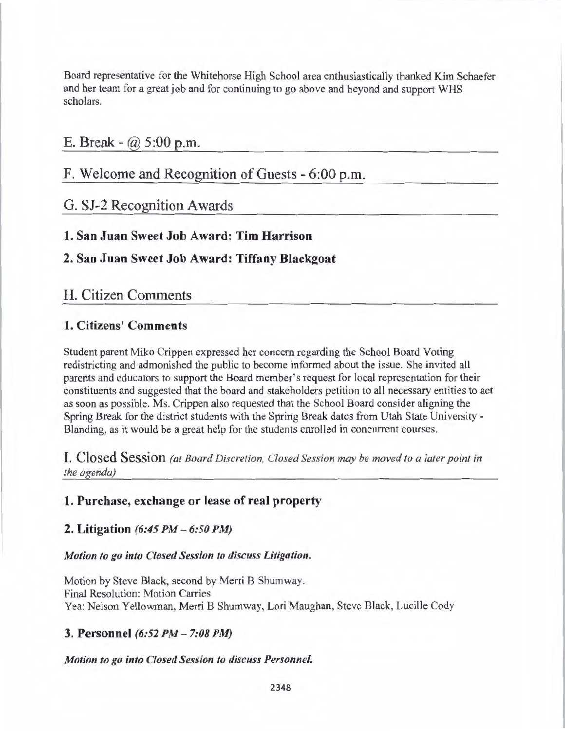Board representative for the Whitehorse High School area enthusiastically thanked Kim Schaefer and her team for a great job and for continuing to go above and beyond and support WHS scholars.

## E. Break - @ 5:00 p.m.

## F. Welcome and Recognition of Guests - 6:00 p.m.

## G. SJ-2 Recognition Awards

### 1. San Juan Sweet Job Award: Tim Harrison

### 2. San Juan Sweet Job Award: Tiffany Blackgoat

## H. Citizen Comments

### 1. Citizens' Comments

Student parent Miko Crippen expressed her concern regarding the School Board Voting redistricting and admonished the public to become informed about the issue. She invited all parents and educators to support the Board member's request for local representation for their constituents and suggested that the board and stakeholders petition to all necessary entities to act as soon as possible. Ms. Crippen also requested that the School Board consider aligning the Spring Break for the district students with the Spring Break dates from Utah State University - Blanding, as it would be a great help for the students enrolled in concurrent courses.

## I. Closed Session *(at Board Discretion, Closed Session may be moved to a later point in the agenda)*

### 1. Purchase, exchange or lease of real property

### 2. Litigation *(6:45 PM – 6:50 PM)*

***Motion to go into Closed Session to discuss Litigation.***

Motion by Steve Black, second by Merri B Shumway.
Final Resolution: Motion Carries
Yea: Nelson Yellowman, Merri B Shumway, Lori Maughan, Steve Black, Lucille Cody

### 3. Personnel *(6:52 PM – 7:08 PM)*

***Motion to go into Closed Session to discuss Personnel.***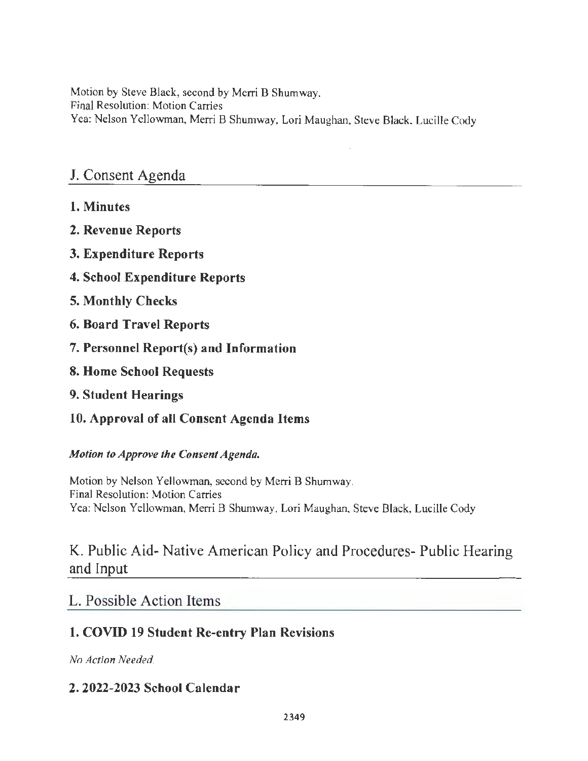Motion by Steve Black, second by Merri B Shumway.
Final Resolution: Motion Carries
Yea: Nelson Yellowman, Merri B Shumway, Lori Maughan, Steve Black, Lucille Cody

## J. Consent Agenda

### 1. Minutes

### 2. Revenue Reports

### 3. Expenditure Reports

### 4. School Expenditure Reports

### 5. Monthly Checks

### 6. Board Travel Reports

### 7. Personnel Report(s) and Information

### 8. Home School Requests

### 9. Student Hearings

### 10. Approval of all Consent Agenda Items

***Motion to Approve the Consent Agenda.***

Motion by Nelson Yellowman, second by Merri B Shumway.
Final Resolution: Motion Carries
Yea: Nelson Yellowman, Merri B Shumway, Lori Maughan, Steve Black, Lucille Cody

## K. Public Aid- Native American Policy and Procedures- Public Hearing and Input

## L. Possible Action Items

### 1. COVID 19 Student Re-entry Plan Revisions

*No Action Needed.*

### 2. 2022-2023 School Calendar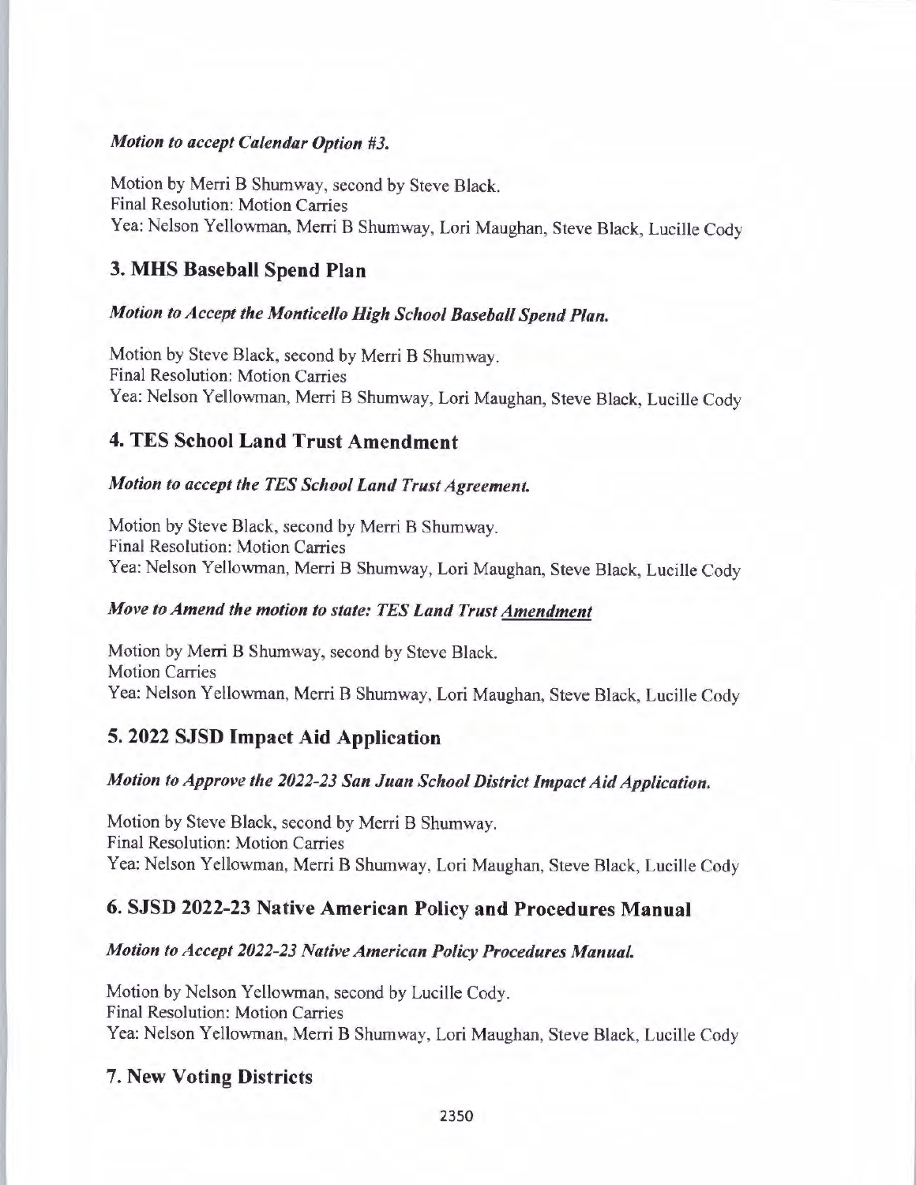***Motion to accept Calendar Option #3.***

Motion by Merri B Shumway, second by Steve Black.
Final Resolution: Motion Carries
Yea: Nelson Yellowman, Merri B Shumway, Lori Maughan, Steve Black, Lucille Cody

## 3. MHS Baseball Spend Plan

***Motion to Accept the Monticello High School Baseball Spend Plan.***

Motion by Steve Black, second by Merri B Shumway.
Final Resolution: Motion Carries
Yea: Nelson Yellowman, Merri B Shumway, Lori Maughan, Steve Black, Lucille Cody

## 4. TES School Land Trust Amendment

***Motion to accept the TES School Land Trust Agreement.***

Motion by Steve Black, second by Merri B Shumway.
Final Resolution: Motion Carries
Yea: Nelson Yellowman, Merri B Shumway, Lori Maughan, Steve Black, Lucille Cody

***Move to Amend the motion to state: TES Land Trust <u>Amendment</u>***

Motion by Merri B Shumway, second by Steve Black.
Motion Carries
Yea: Nelson Yellowman, Merri B Shumway, Lori Maughan, Steve Black, Lucille Cody

## 5. 2022 SJSD Impact Aid Application

***Motion to Approve the 2022-23 San Juan School District Impact Aid Application.***

Motion by Steve Black, second by Merri B Shumway.
Final Resolution: Motion Carries
Yea: Nelson Yellowman, Merri B Shumway, Lori Maughan, Steve Black, Lucille Cody

## 6. SJSD 2022-23 Native American Policy and Procedures Manual

***Motion to Accept 2022-23 Native American Policy Procedures Manual.***

Motion by Nelson Yellowman, second by Lucille Cody.
Final Resolution: Motion Carries
Yea: Nelson Yellowman, Merri B Shumway, Lori Maughan, Steve Black, Lucille Cody

## 7. New Voting Districts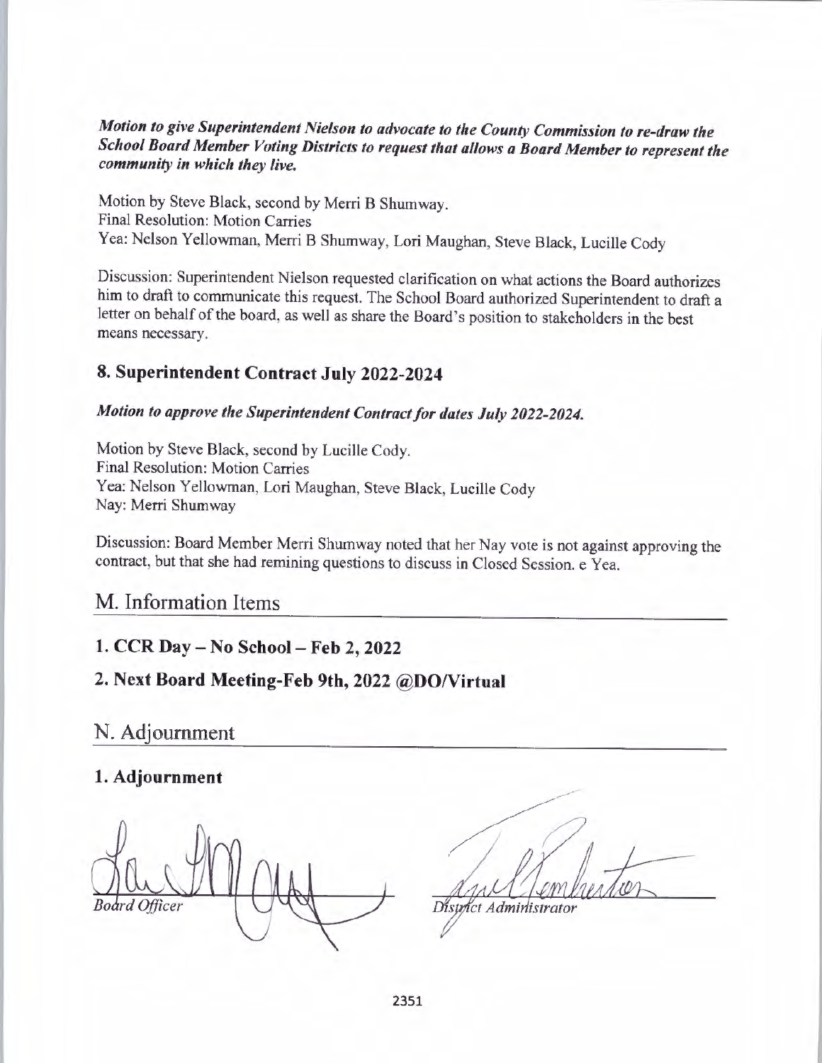***Motion to give Superintendent Nielson to advocate to the County Commission to re-draw the School Board Member Voting Districts to request that allows a Board Member to represent the community in which they live.***

Motion by Steve Black, second by Merri B Shumway.
Final Resolution: Motion Carries
Yea: Nelson Yellowman, Merri B Shumway, Lori Maughan, Steve Black, Lucille Cody

Discussion: Superintendent Nielson requested clarification on what actions the Board authorizes him to draft to communicate this request. The School Board authorized Superintendent to draft a letter on behalf of the board, as well as share the Board's position to stakeholders in the best means necessary.

### 8. Superintendent Contract July 2022-2024

***Motion to approve the Superintendent Contract for dates July 2022-2024.***

Motion by Steve Black, second by Lucille Cody.
Final Resolution: Motion Carries
Yea: Nelson Yellowman, Lori Maughan, Steve Black, Lucille Cody
Nay: Merri Shumway

Discussion: Board Member Merri Shumway noted that her Nay vote is not against approving the contract, but that she had remining questions to discuss in Closed Session. e Yea.

## M. Information Items

### 1. CCR Day – No School – Feb 2, 2022

### 2. Next Board Meeting-Feb 9th, 2022 @DO/Virtual

## N. Adjournment

### 1. Adjournment

*Board Officer*

*District Administrator*